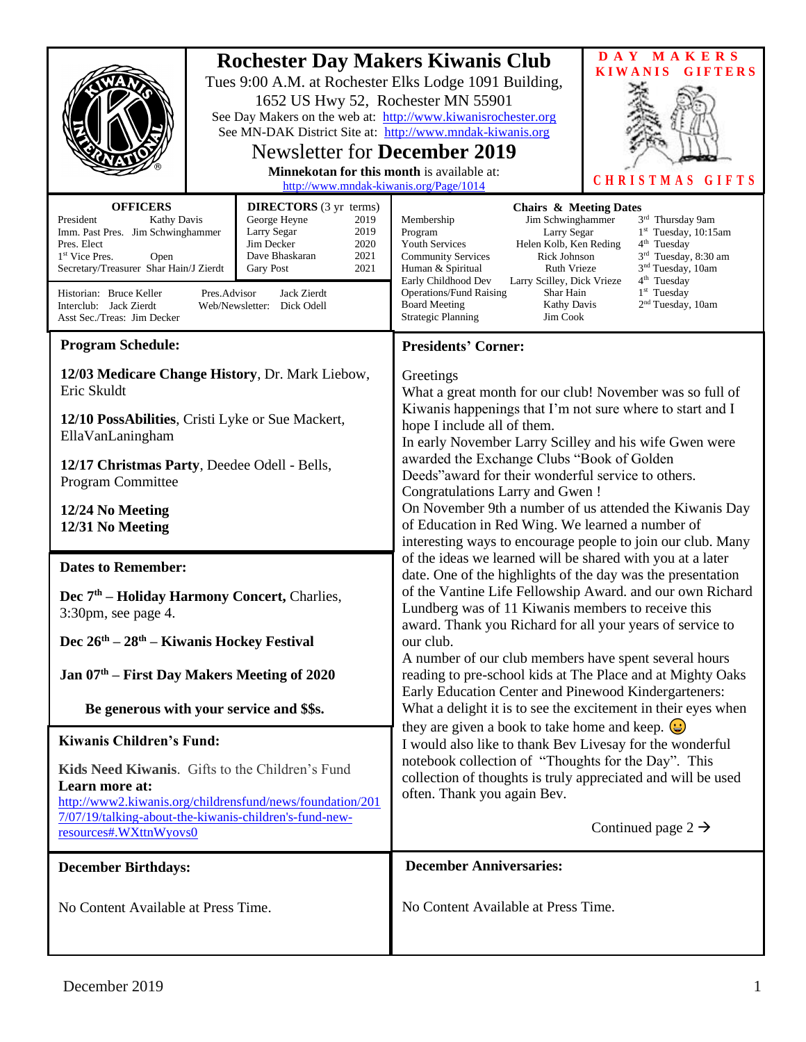# Rochester Day Makers Kiwanis Club

Tues 9:00 A.M. at Rochester Elks Lodge 1091 Building, 1652 US Hwy 52, Rochester MN 55901

See Day Makers on the web at: http://www.kiwanisrochester.org

See MN-DAK District Site at: http://www.mndak-kiwanis.org

## Newsletter for December 2019

**Minnekotan for this month** is available at: http://www.mndak-kiwanis.org/Page/1014

**DAY MAKERS KIWANIS GIFTERS**

**CHRISTMAS GIFTS**

### OFFICERS

| Office | Name |
|---|---|
| President | Kathy Davis |
| Imm. Past Pres. | Jim Schwinghammer |
| Pres. Elect | |
| 1st Vice Pres. | Open |
| Secretary/Treasurer | Shar Hain/J Zierdt |

### DIRECTORS (3 yr terms)

| Name | Term |
|---|---|
| George Heyne | 2019 |
| Larry Segar | 2019 |
| Jim Decker | 2020 |
| Dave Bhaskaran | 2021 |
| Gary Post | 2021 |

Historian: Bruce Keller — Pres.Advisor: Jack Zierdt

Interclub: Jack Zierdt — Web/Newsletter: Dick Odell

Asst Sec./Treas: Jim Decker

### Chairs & Meeting Dates

| Committee | Chair | Meeting |
|---|---|---|
| Membership | Jim Schwinghammer | 3rd Thursday 9am |
| Program | Larry Segar | 1st Tuesday, 10:15am |
| Youth Services | Helen Kolb, Ken Reding | 4th Tuesday |
| Community Services | Rick Johnson | 3rd Tuesday, 8:30 am |
| Human & Spiritual | Ruth Vrieze | 3nd Tuesday, 10am |
| Early Childhood Dev | Larry Scilley, Dick Vrieze | 4th Tuesday |
| Operations/Fund Raising | Shar Hain | 1st Tuesday |
| Board Meeting | Kathy Davis | 2nd Tuesday, 10am |
| Strategic Planning | Jim Cook | |

## Program Schedule:

**12/03 Medicare Change History**, Dr. Mark Liebow, Eric Skuldt

**12/10 PossAbilities**, Cristi Lyke or Sue Mackert, EllaVanLaningham

**12/17 Christmas Party**, Deedee Odell - Bells, Program Committee

**12/24 No Meeting**
**12/31 No Meeting**

## Dates to Remember:

**Dec 7th – Holiday Harmony Concert,** Charlies, 3:30pm, see page 4.

**Dec 26th – 28th – Kiwanis Hockey Festival**

**Jan 07th – First Day Makers Meeting of 2020**

**Be generous with your service and $$s.**

## Kiwanis Children's Fund:

**Kids Need Kiwanis**. Gifts to the Children's Fund
**Learn more at:**
http://www2.kiwanis.org/childrensfund/news/foundation/2017/07/19/talking-about-the-kiwanis-children's-fund-new-resources#.WXttnWyovs0

## Presidents' Corner:

Greetings

What a great month for our club! November was so full of Kiwanis happenings that I'm not sure where to start and I hope I include all of them.

In early November Larry Scilley and his wife Gwen were awarded the Exchange Clubs "Book of Golden Deeds"award for their wonderful service to others. Congratulations Larry and Gwen !

On November 9th a number of us attended the Kiwanis Day of Education in Red Wing. We learned a number of interesting ways to encourage people to join our club. Many of the ideas we learned will be shared with you at a later date. One of the highlights of the day was the presentation of the Vantine Life Fellowship Award. and our own Richard Lundberg was of 11 Kiwanis members to receive this award. Thank you Richard for all your years of service to our club.

A number of our club members have spent several hours reading to pre-school kids at The Place and at Mighty Oaks Early Education Center and Pinewood Kindergarteners: What a delight it is to see the excitement in their eyes when they are given a book to take home and keep. 😀

I would also like to thank Bev Livesay for the wonderful notebook collection of "Thoughts for the Day". This collection of thoughts is truly appreciated and will be used often. Thank you again Bev.

Continued page 2 →

## December Birthdays:

No Content Available at Press Time.

## December Anniversaries:

No Content Available at Press Time.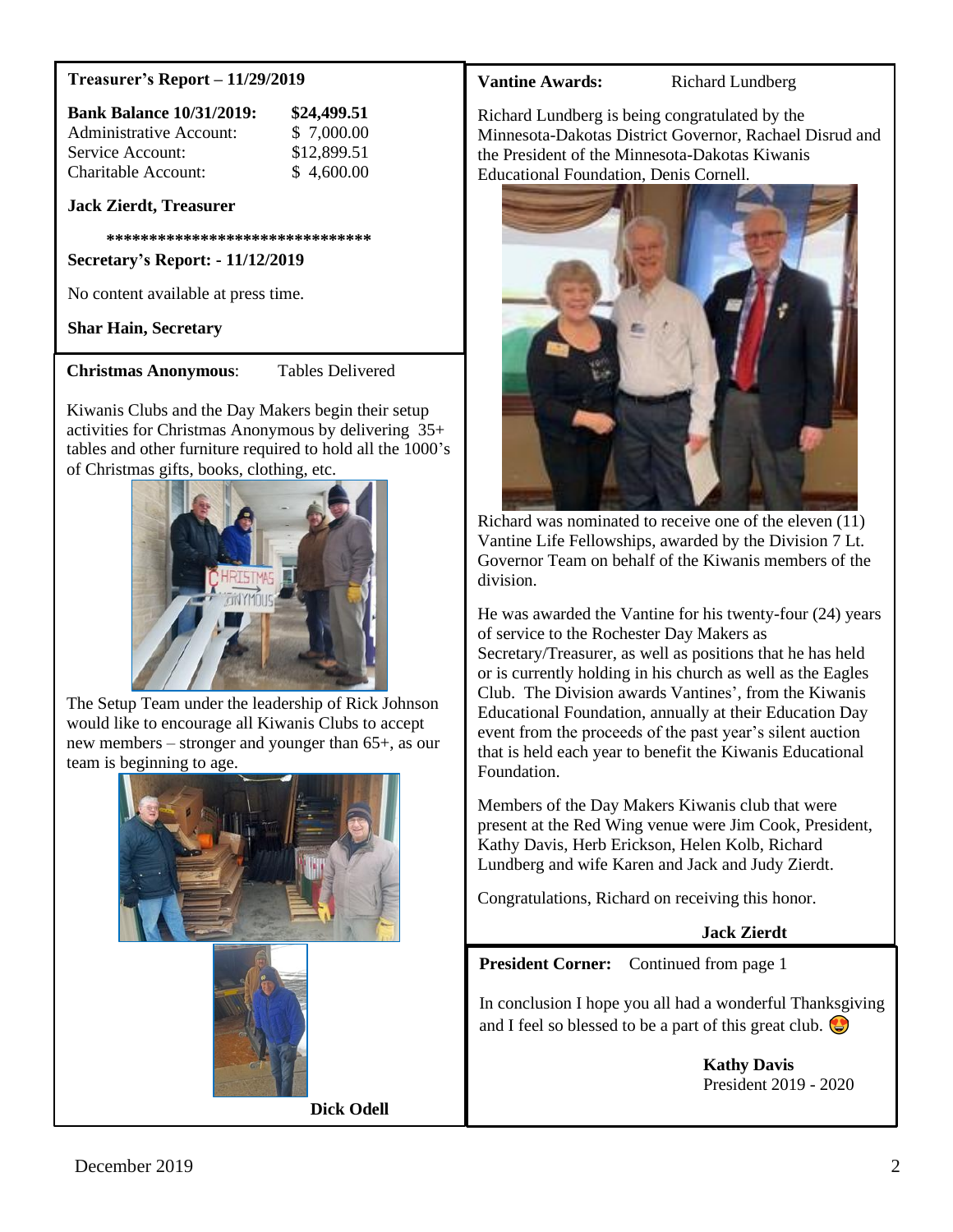**Treasurer's Report – 11/29/2019**

| **Bank Balance 10/31/2019:** | **$24,499.51** |
|---|---|
| Administrative Account: | $ 7,000.00 |
| Service Account: | $12,899.51 |
| Charitable Account: | $ 4,600.00 |

**Jack Zierdt, Treasurer**

******************************

**Secretary's Report: - 11/12/2019**

No content available at press time.

**Shar Hain, Secretary**

**Christmas Anonymous**: Tables Delivered

Kiwanis Clubs and the Day Makers begin their setup activities for Christmas Anonymous by delivering 35+ tables and other furniture required to hold all the 1000's of Christmas gifts, books, clothing, etc.

The Setup Team under the leadership of Rick Johnson would like to encourage all Kiwanis Clubs to accept new members – stronger and younger than 65+, as our team is beginning to age.

**Dick Odell**

**Vantine Awards:** Richard Lundberg

Richard Lundberg is being congratulated by the Minnesota-Dakotas District Governor, Rachael Disrud and the President of the Minnesota-Dakotas Kiwanis Educational Foundation, Denis Cornell.

Richard was nominated to receive one of the eleven (11) Vantine Life Fellowships, awarded by the Division 7 Lt. Governor Team on behalf of the Kiwanis members of the division.

He was awarded the Vantine for his twenty-four (24) years of service to the Rochester Day Makers as Secretary/Treasurer, as well as positions that he has held or is currently holding in his church as well as the Eagles Club. The Division awards Vantines', from the Kiwanis Educational Foundation, annually at their Education Day event from the proceeds of the past year's silent auction that is held each year to benefit the Kiwanis Educational Foundation.

Members of the Day Makers Kiwanis club that were present at the Red Wing venue were Jim Cook, President, Kathy Davis, Herb Erickson, Helen Kolb, Richard Lundberg and wife Karen and Jack and Judy Zierdt.

Congratulations, Richard on receiving this honor.

**Jack Zierdt**

**President Corner:** Continued from page 1

In conclusion I hope you all had a wonderful Thanksgiving and I feel so blessed to be a part of this great club. 😍

**Kathy Davis**
President 2019 - 2020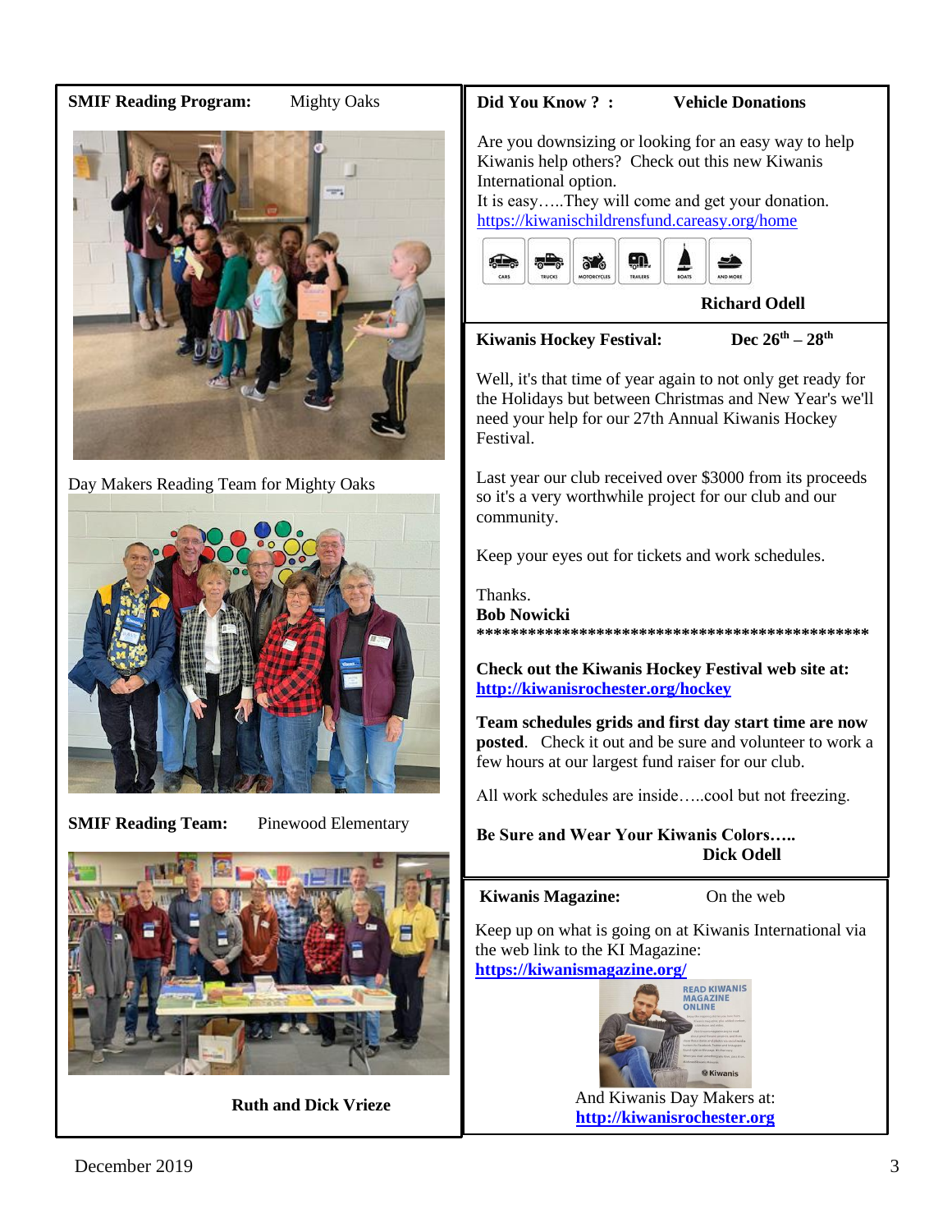**SMIF Reading Program:** Mighty Oaks

Day Makers Reading Team for Mighty Oaks

**SMIF Reading Team:** Pinewood Elementary

**Ruth and Dick Vrieze**

**Did You Know ? : Vehicle Donations**

Are you downsizing or looking for an easy way to help Kiwanis help others? Check out this new Kiwanis International option.
It is easy…..They will come and get your donation.
https://kiwanischildrensfund.careasy.org/home

CARS | TRUCKS | MOTORCYCLES | TRAILERS | BOATS | AND MORE

**Richard Odell**

**Kiwanis Hockey Festival: Dec 26th – 28th**

Well, it's that time of year again to not only get ready for the Holidays but between Christmas and New Year's we'll need your help for our 27th Annual Kiwanis Hockey Festival.

Last year our club received over $3000 from its proceeds so it's a very worthwhile project for our club and our community.

Keep your eyes out for tickets and work schedules.

Thanks.
**Bob Nowicki**
**********************************************

**Check out the Kiwanis Hockey Festival web site at:**
**http://kiwanisrochester.org/hockey**

**Team schedules grids and first day start time are now posted**. Check it out and be sure and volunteer to work a few hours at our largest fund raiser for our club.

All work schedules are inside…..cool but not freezing.

**Be Sure and Wear Your Kiwanis Colors…..**
**Dick Odell**

**Kiwanis Magazine:** On the web

Keep up on what is going on at Kiwanis International via the web link to the KI Magazine:
**https://kiwanismagazine.org/**

And Kiwanis Day Makers at:
**http://kiwanisrochester.org**

December 2019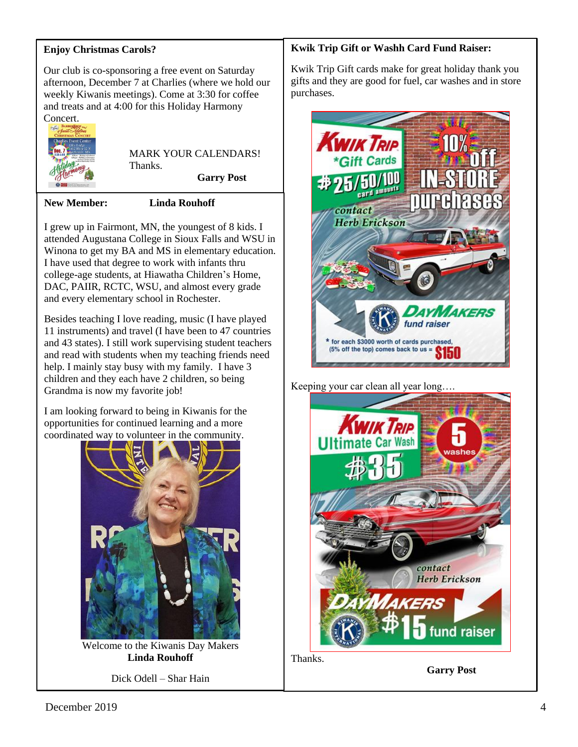### Enjoy Christmas Carols?

Our club is co-sponsoring a free event on Saturday afternoon, December 7 at Charlies (where we hold our weekly Kiwanis meetings). Come at 3:30 for coffee and treats and at 4:00 for this Holiday Harmony Concert.

MARK YOUR CALENDARS!
Thanks.

**Garry Post**

### New Member: Linda Rouhoff

I grew up in Fairmont, MN, the youngest of 8 kids. I attended Augustana College in Sioux Falls and WSU in Winona to get my BA and MS in elementary education. I have used that degree to work with infants thru college-age students, at Hiawatha Children's Home, DAC, PAIIR, RCTC, WSU, and almost every grade and every elementary school in Rochester.

Besides teaching I love reading, music (I have played 11 instruments) and travel (I have been to 47 countries and 43 states). I still work supervising student teachers and read with students when my teaching friends need help. I mainly stay busy with my family. I have 3 children and they each have 2 children, so being Grandma is now my favorite job!

I am looking forward to being in Kiwanis for the opportunities for continued learning and a more coordinated way to volunteer in the community.

Welcome to the Kiwanis Day Makers
**Linda Rouhoff**

Dick Odell – Shar Hain

### Kwik Trip Gift or Washh Card Fund Raiser:

Kwik Trip Gift cards make for great holiday thank you gifts and they are good for fuel, car washes and in store purchases.

Keeping your car clean all year long….

Thanks.

**Garry Post**